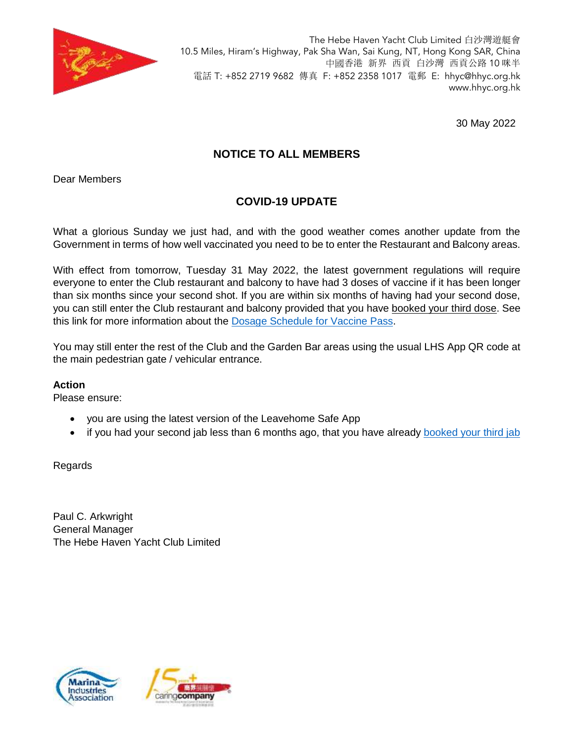The Hebe Haven Yacht Club Limited 白沙灣遊艇會
10.5 Miles, Hiram's Highway, Pak Sha Wan, Sai Kung, NT, Hong Kong SAR, China
中國香港 新界 西貢 白沙灣 西貢公路 10 咪半
電話 T: +852 2719 9682 傳真 F: +852 2358 1017 電郵 E: hhyc@hhyc.org.hk
www.hhyc.org.hk

30 May 2022

## NOTICE TO ALL MEMBERS

Dear Members

## COVID-19 UPDATE

What a glorious Sunday we just had, and with the good weather comes another update from the Government in terms of how well vaccinated you need to be to enter the Restaurant and Balcony areas.

With effect from tomorrow, Tuesday 31 May 2022, the latest government regulations will require everyone to enter the Club restaurant and balcony to have had 3 doses of vaccine if it has been longer than six months since your second shot. If you are within six months of having had your second dose, you can still enter the Club restaurant and balcony provided that you have booked your third dose. See this link for more information about the Dosage Schedule for Vaccine Pass.

You may still enter the rest of the Club and the Garden Bar areas using the usual LHS App QR code at the main pedestrian gate / vehicular entrance.

**Action**

Please ensure:

- you are using the latest version of the Leavehome Safe App
- if you had your second jab less than 6 months ago, that you have already booked your third jab

Regards

Paul C. Arkwright
General Manager
The Hebe Haven Yacht Club Limited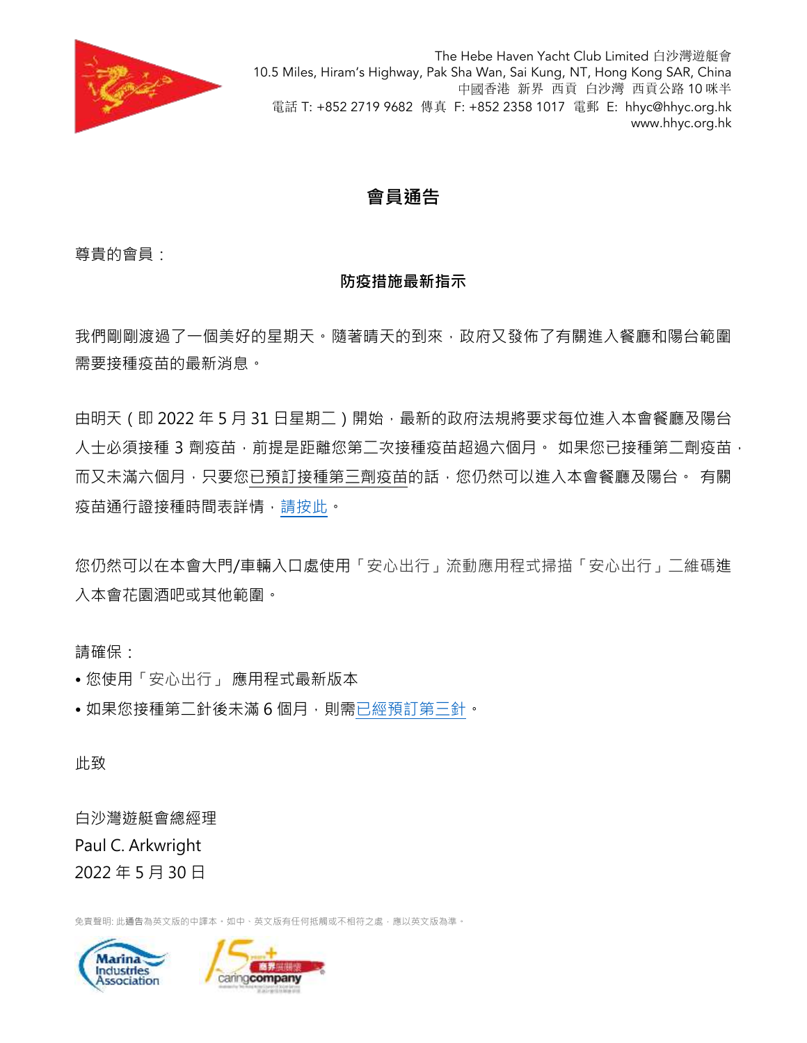The Hebe Haven Yacht Club Limited 白沙灣遊艇會
10.5 Miles, Hiram's Highway, Pak Sha Wan, Sai Kung, NT, Hong Kong SAR, China
中國香港 新界 西貢 白沙灣 西貢公路 10 咪半
電話 T: +852 2719 9682 傳真 F: +852 2358 1017 電郵 E: hhyc@hhyc.org.hk
www.hhyc.org.hk

# 會員通告

尊貴的會員：

**防疫措施最新指示**

我們剛剛渡過了一個美好的星期天。隨著晴天的到來，政府又發佈了有關進入餐廳和陽台範圍需要接種疫苗的最新消息。

由明天（即 2022 年 5 月 31 日星期二）開始，最新的政府法規將要求每位進入本會餐廳及陽台人士必須接種 3 劑疫苗，前提是距離您第二次接種疫苗超過六個月。 如果您已接種第二劑疫苗，而又未滿六個月，只要您已預訂接種第三劑疫苗的話，您仍然可以進入本會餐廳及陽台。 有關疫苗通行證接種時間表詳情，請按此。

您仍然可以在本會大門/車輛入口處使用「安心出行」流動應用程式掃描「安心出行」二維碼進入本會花園酒吧或其他範圍。

請確保：

- 您使用「安心出行」 應用程式最新版本
- 如果您接種第二針後未滿 6 個月，則需已經預訂第三針。

此致

白沙灣遊艇會總經理
Paul C. Arkwright
2022 年 5 月 30 日

免責聲明: 此**通告**為英文版的中譯本。如中、英文版有任何抵觸或不相符之處，應以英文版為準。